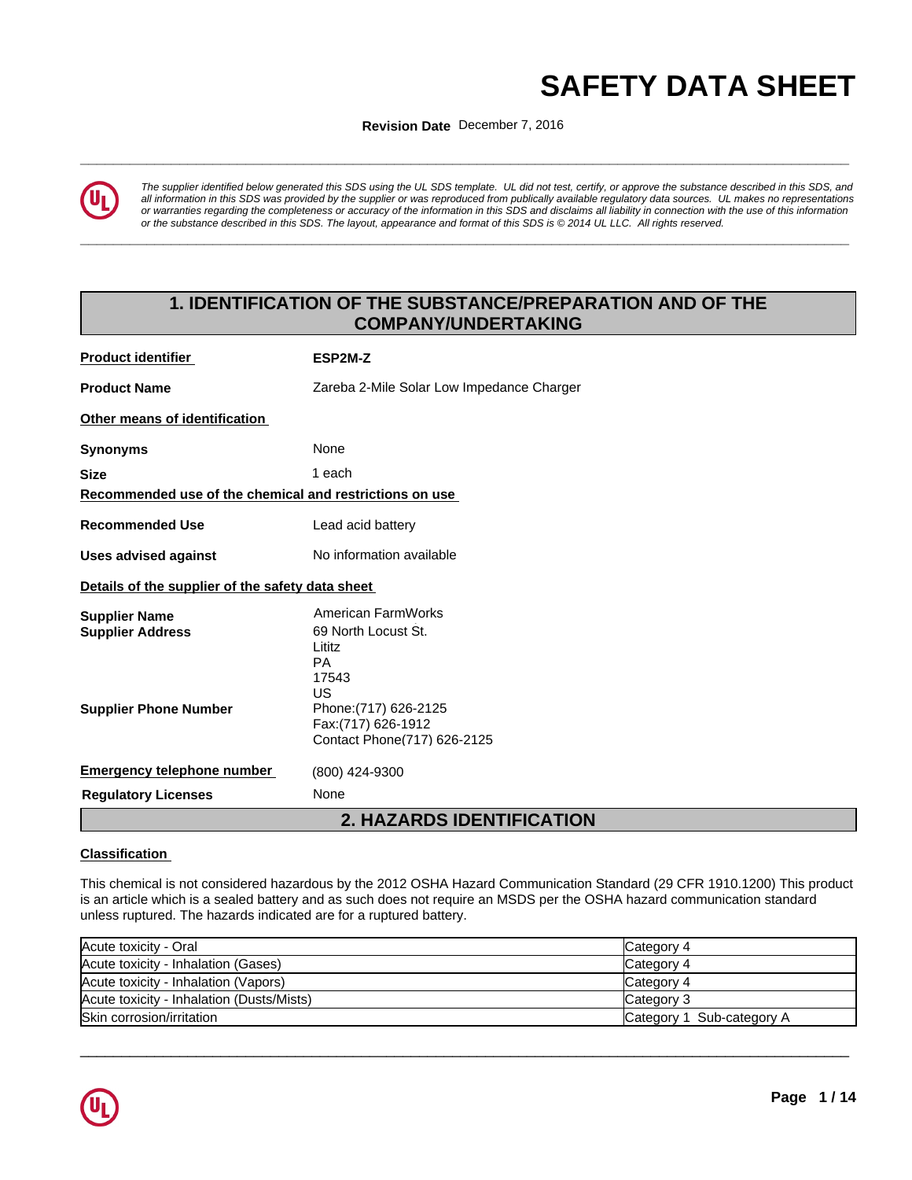# SAFETY DATA SHEET

**Revision Date** December 7, 2016

*The supplier identified below generated this SDS using the UL SDS template. UL did not test, certify, or approve the substance described in this SDS, and all information in this SDS was provided by the supplier or was reproduced from publically available regulatory data sources. UL makes no representations or warranties regarding the completeness or accuracy of the information in this SDS and disclaims all liability in connection with the use of this information or the substance described in this SDS. The layout, appearance and format of this SDS is © 2014 UL LLC. All rights reserved.*

## 1. IDENTIFICATION OF THE SUBSTANCE/PREPARATION AND OF THE COMPANY/UNDERTAKING

**Product identifier** ESP2M-Z

**Product Name** Zareba 2-Mile Solar Low Impedance Charger

**Other means of identification**

**Synonyms** None

**Size** 1 each

**Recommended use of the chemical and restrictions on use**

**Recommended Use** Lead acid battery

**Uses advised against** No information available

**Details of the supplier of the safety data sheet**

**Supplier Name** American FarmWorks
**Supplier Address** 69 North Locust St.
Lititz
PA
17543
US

**Supplier Phone Number** Phone:(717) 626-2125
Fax:(717) 626-1912
Contact Phone(717) 626-2125

**Emergency telephone number** (800) 424-9300

**Regulatory Licenses** None

## 2. HAZARDS IDENTIFICATION

**Classification**

This chemical is not considered hazardous by the 2012 OSHA Hazard Communication Standard (29 CFR 1910.1200) This product is an article which is a sealed battery and as such does not require an MSDS per the OSHA hazard communication standard unless ruptured. The hazards indicated are for a ruptured battery.

| | |
|---|---|
| Acute toxicity - Oral | Category 4 |
| Acute toxicity - Inhalation (Gases) | Category 4 |
| Acute toxicity - Inhalation (Vapors) | Category 4 |
| Acute toxicity - Inhalation (Dusts/Mists) | Category 3 |
| Skin corrosion/irritation | Category 1 Sub-category A |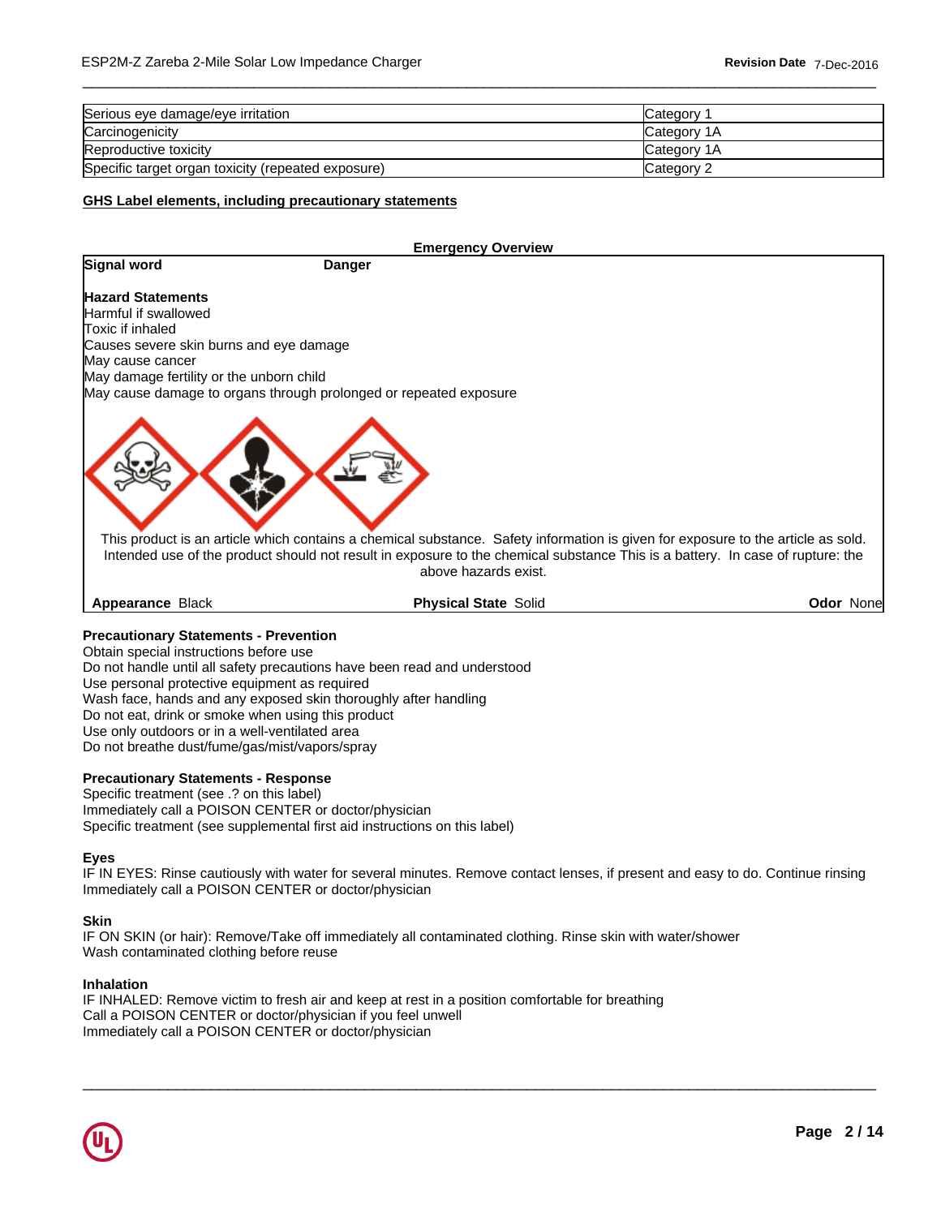| | |
|---|---|
| Serious eye damage/eye irritation | Category 1 |
| Carcinogenicity | Category 1A |
| Reproductive toxicity | Category 1A |
| Specific target organ toxicity (repeated exposure) | Category 2 |

## GHS Label elements, including precautionary statements

### Emergency Overview

**Signal word** **Danger**

**Hazard Statements**
Harmful if swallowed
Toxic if inhaled
Causes severe skin burns and eye damage
May cause cancer
May damage fertility or the unborn child
May cause damage to organs through prolonged or repeated exposure

This product is an article which contains a chemical substance. Safety information is given for exposure to the article as sold. Intended use of the product should not result in exposure to the chemical substance This is a battery. In case of rupture: the above hazards exist.

**Appearance** Black **Physical State** Solid **Odor** None

### Precautionary Statements - Prevention

Obtain special instructions before use
Do not handle until all safety precautions have been read and understood
Use personal protective equipment as required
Wash face, hands and any exposed skin thoroughly after handling
Do not eat, drink or smoke when using this product
Use only outdoors or in a well-ventilated area
Do not breathe dust/fume/gas/mist/vapors/spray

### Precautionary Statements - Response

Specific treatment (see .? on this label)
Immediately call a POISON CENTER or doctor/physician
Specific treatment (see supplemental first aid instructions on this label)

**Eyes**
IF IN EYES: Rinse cautiously with water for several minutes. Remove contact lenses, if present and easy to do. Continue rinsing
Immediately call a POISON CENTER or doctor/physician

**Skin**
IF ON SKIN (or hair): Remove/Take off immediately all contaminated clothing. Rinse skin with water/shower
Wash contaminated clothing before reuse

**Inhalation**
IF INHALED: Remove victim to fresh air and keep at rest in a position comfortable for breathing
Call a POISON CENTER or doctor/physician if you feel unwell
Immediately call a POISON CENTER or doctor/physician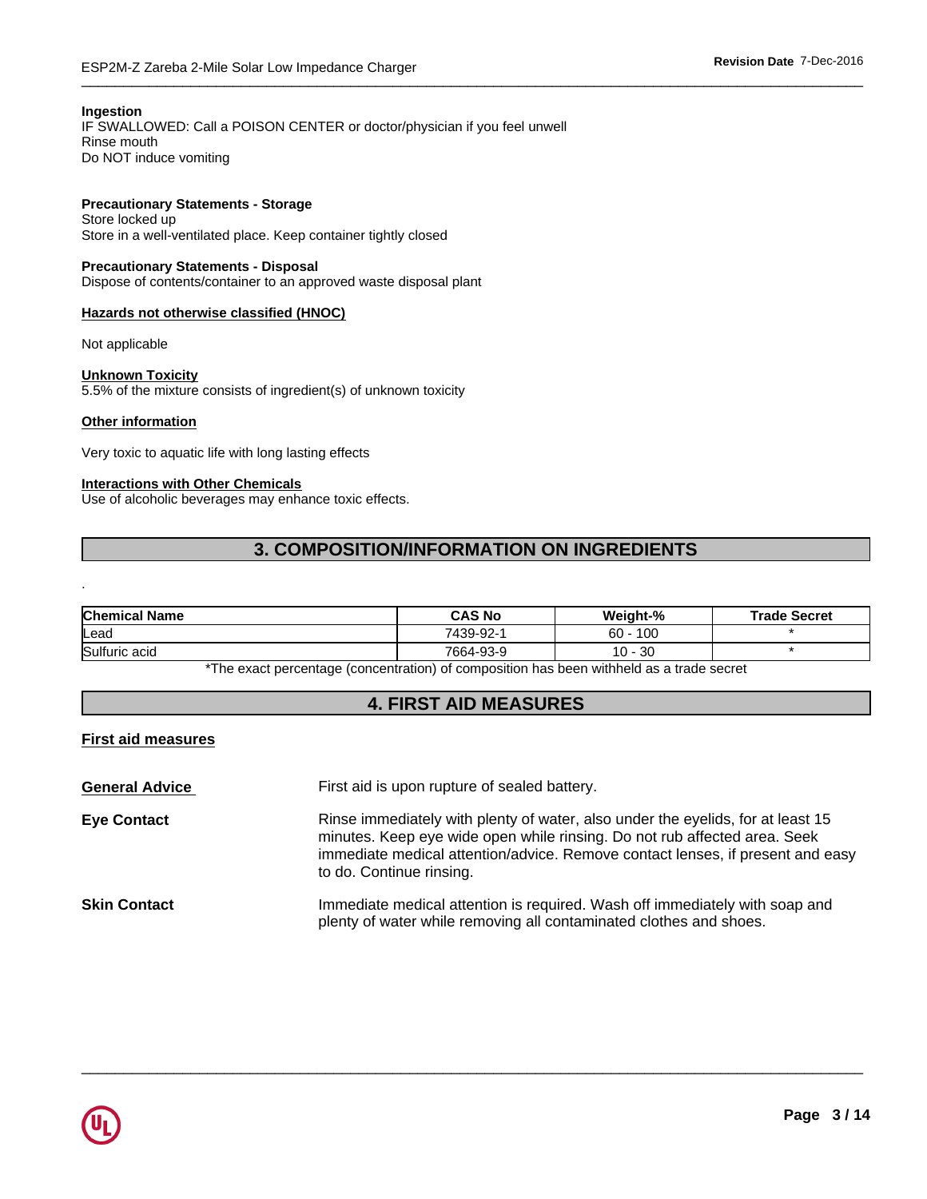**Ingestion**
IF SWALLOWED: Call a POISON CENTER or doctor/physician if you feel unwell
Rinse mouth
Do NOT induce vomiting

**Precautionary Statements - Storage**
Store locked up
Store in a well-ventilated place. Keep container tightly closed

**Precautionary Statements - Disposal**
Dispose of contents/container to an approved waste disposal plant

**Hazards not otherwise classified (HNOC)**

Not applicable

**Unknown Toxicity**
5.5% of the mixture consists of ingredient(s) of unknown toxicity

**Other information**

Very toxic to aquatic life with long lasting effects

**Interactions with Other Chemicals**
Use of alcoholic beverages may enhance toxic effects.

## 3. COMPOSITION/INFORMATION ON INGREDIENTS

.

| Chemical Name | CAS No | Weight-% | Trade Secret |
|---|---|---|---|
| Lead | 7439-92-1 | 60 - 100 | * |
| Sulfuric acid | 7664-93-9 | 10 - 30 | * |

*The exact percentage (concentration) of composition has been withheld as a trade secret

## 4. FIRST AID MEASURES

**First aid measures**

**General Advice**
First aid is upon rupture of sealed battery.

**Eye Contact**
Rinse immediately with plenty of water, also under the eyelids, for at least 15 minutes. Keep eye wide open while rinsing. Do not rub affected area. Seek immediate medical attention/advice. Remove contact lenses, if present and easy to do. Continue rinsing.

**Skin Contact**
Immediate medical attention is required. Wash off immediately with soap and plenty of water while removing all contaminated clothes and shoes.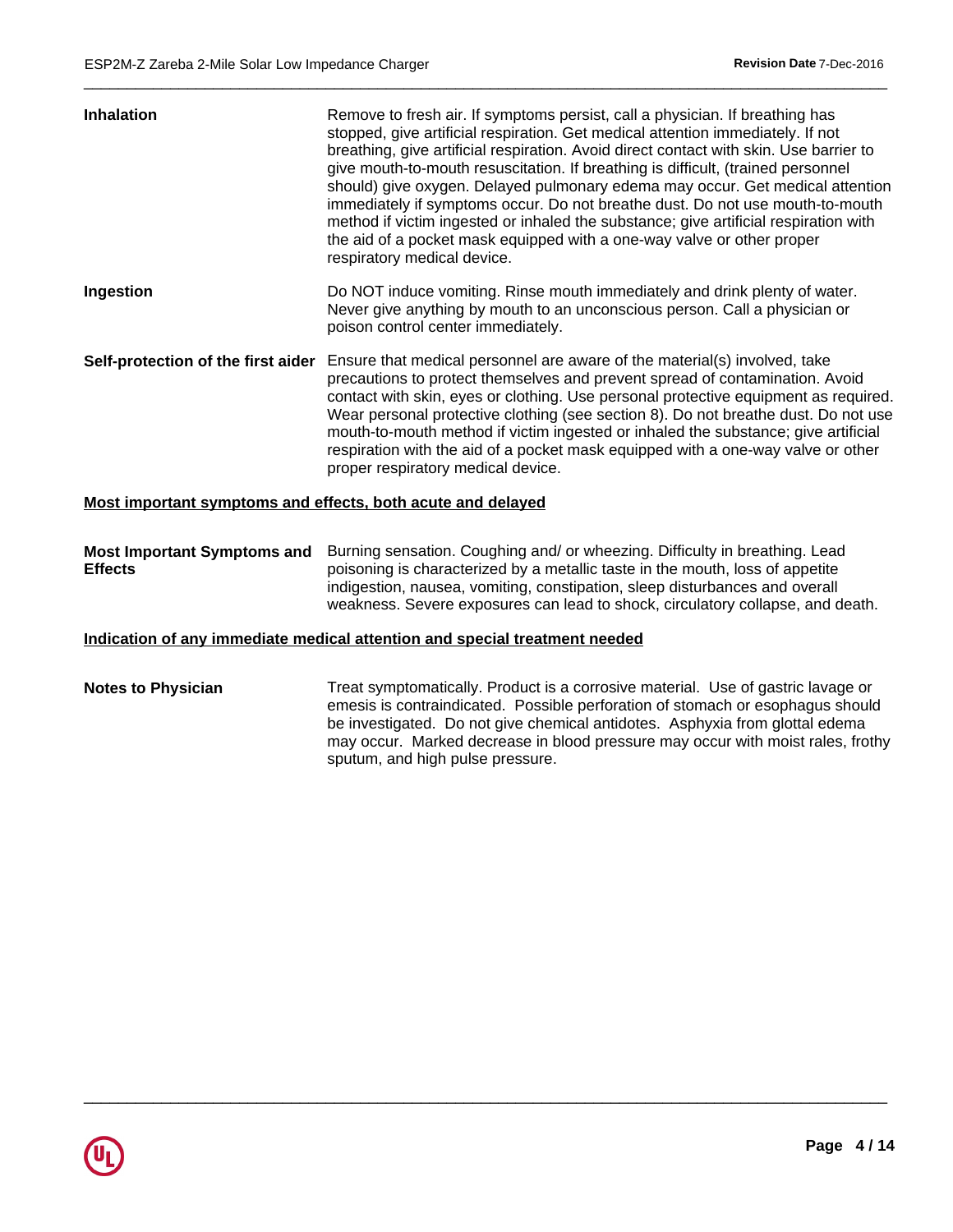| | |
|---|---|
| **Inhalation** | Remove to fresh air. If symptoms persist, call a physician. If breathing has stopped, give artificial respiration. Get medical attention immediately. If not breathing, give artificial respiration. Avoid direct contact with skin. Use barrier to give mouth-to-mouth resuscitation. If breathing is difficult, (trained personnel should) give oxygen. Delayed pulmonary edema may occur. Get medical attention immediately if symptoms occur. Do not breathe dust. Do not use mouth-to-mouth method if victim ingested or inhaled the substance; give artificial respiration with the aid of a pocket mask equipped with a one-way valve or other proper respiratory medical device. |
| **Ingestion** | Do NOT induce vomiting. Rinse mouth immediately and drink plenty of water. Never give anything by mouth to an unconscious person. Call a physician or poison control center immediately. |
| **Self-protection of the first aider** | Ensure that medical personnel are aware of the material(s) involved, take precautions to protect themselves and prevent spread of contamination. Avoid contact with skin, eyes or clothing. Use personal protective equipment as required. Wear personal protective clothing (see section 8). Do not breathe dust. Do not use mouth-to-mouth method if victim ingested or inhaled the substance; give artificial respiration with the aid of a pocket mask equipped with a one-way valve or other proper respiratory medical device. |

**Most important symptoms and effects, both acute and delayed**

| | |
|---|---|
| **Most Important Symptoms and Effects** | Burning sensation. Coughing and/ or wheezing. Difficulty in breathing. Lead poisoning is characterized by a metallic taste in the mouth, loss of appetite indigestion, nausea, vomiting, constipation, sleep disturbances and overall weakness. Severe exposures can lead to shock, circulatory collapse, and death. |

**Indication of any immediate medical attention and special treatment needed**

| | |
|---|---|
| **Notes to Physician** | Treat symptomatically. Product is a corrosive material. Use of gastric lavage or emesis is contraindicated. Possible perforation of stomach or esophagus should be investigated. Do not give chemical antidotes. Asphyxia from glottal edema may occur. Marked decrease in blood pressure may occur with moist rales, frothy sputum, and high pulse pressure. |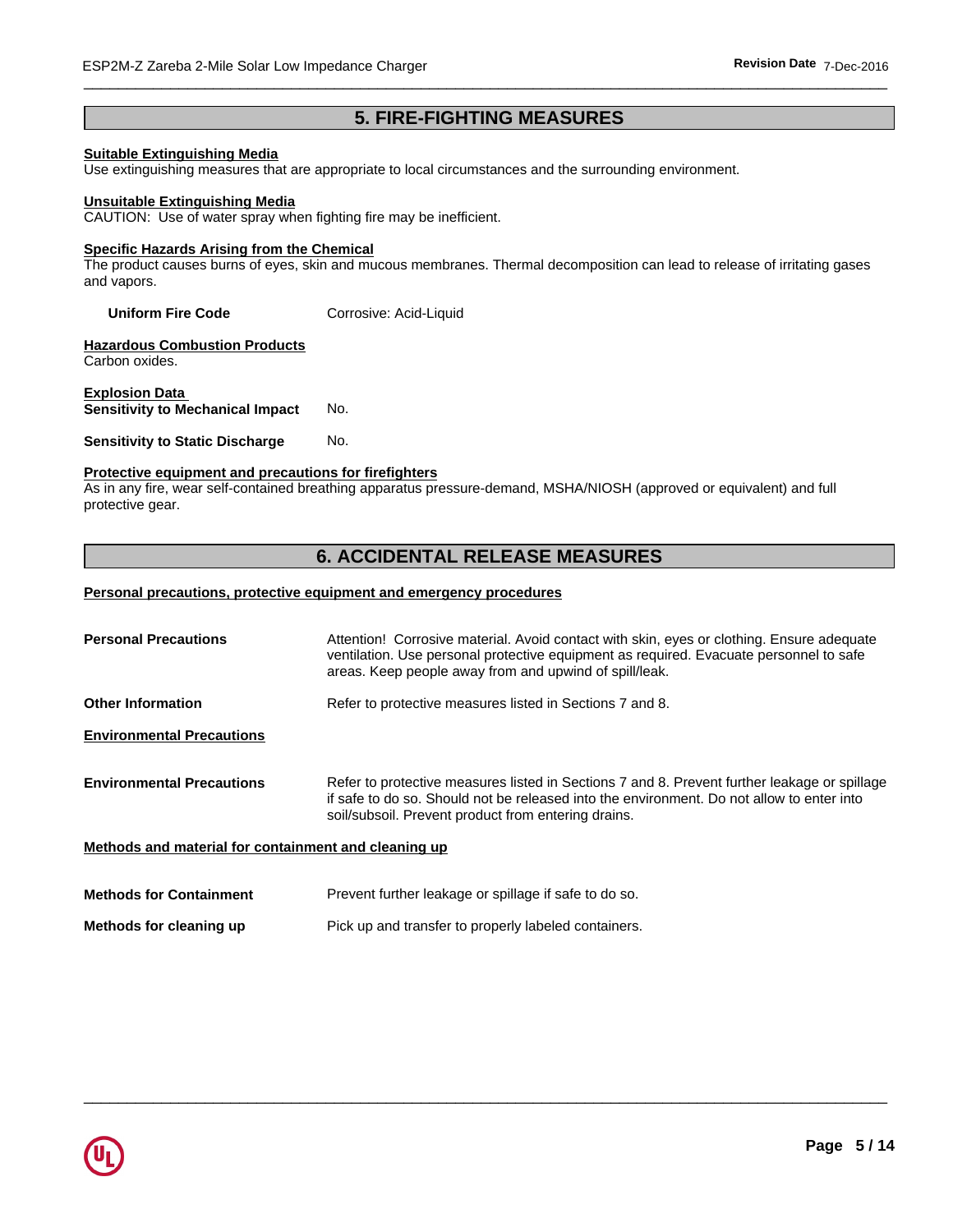## 5. FIRE-FIGHTING MEASURES

**Suitable Extinguishing Media**
Use extinguishing measures that are appropriate to local circumstances and the surrounding environment.

**Unsuitable Extinguishing Media**
CAUTION: Use of water spray when fighting fire may be inefficient.

**Specific Hazards Arising from the Chemical**
The product causes burns of eyes, skin and mucous membranes. Thermal decomposition can lead to release of irritating gases and vapors.

**Uniform Fire Code** Corrosive: Acid-Liquid

**Hazardous Combustion Products**
Carbon oxides.

**Explosion Data**
**Sensitivity to Mechanical Impact** No.

**Sensitivity to Static Discharge** No.

**Protective equipment and precautions for firefighters**
As in any fire, wear self-contained breathing apparatus pressure-demand, MSHA/NIOSH (approved or equivalent) and full protective gear.

## 6. ACCIDENTAL RELEASE MEASURES

**Personal precautions, protective equipment and emergency procedures**

**Personal Precautions** Attention! Corrosive material. Avoid contact with skin, eyes or clothing. Ensure adequate ventilation. Use personal protective equipment as required. Evacuate personnel to safe areas. Keep people away from and upwind of spill/leak.

**Other Information** Refer to protective measures listed in Sections 7 and 8.

**Environmental Precautions**

**Environmental Precautions** Refer to protective measures listed in Sections 7 and 8. Prevent further leakage or spillage if safe to do so. Should not be released into the environment. Do not allow to enter into soil/subsoil. Prevent product from entering drains.

**Methods and material for containment and cleaning up**

**Methods for Containment** Prevent further leakage or spillage if safe to do so.

**Methods for cleaning up** Pick up and transfer to properly labeled containers.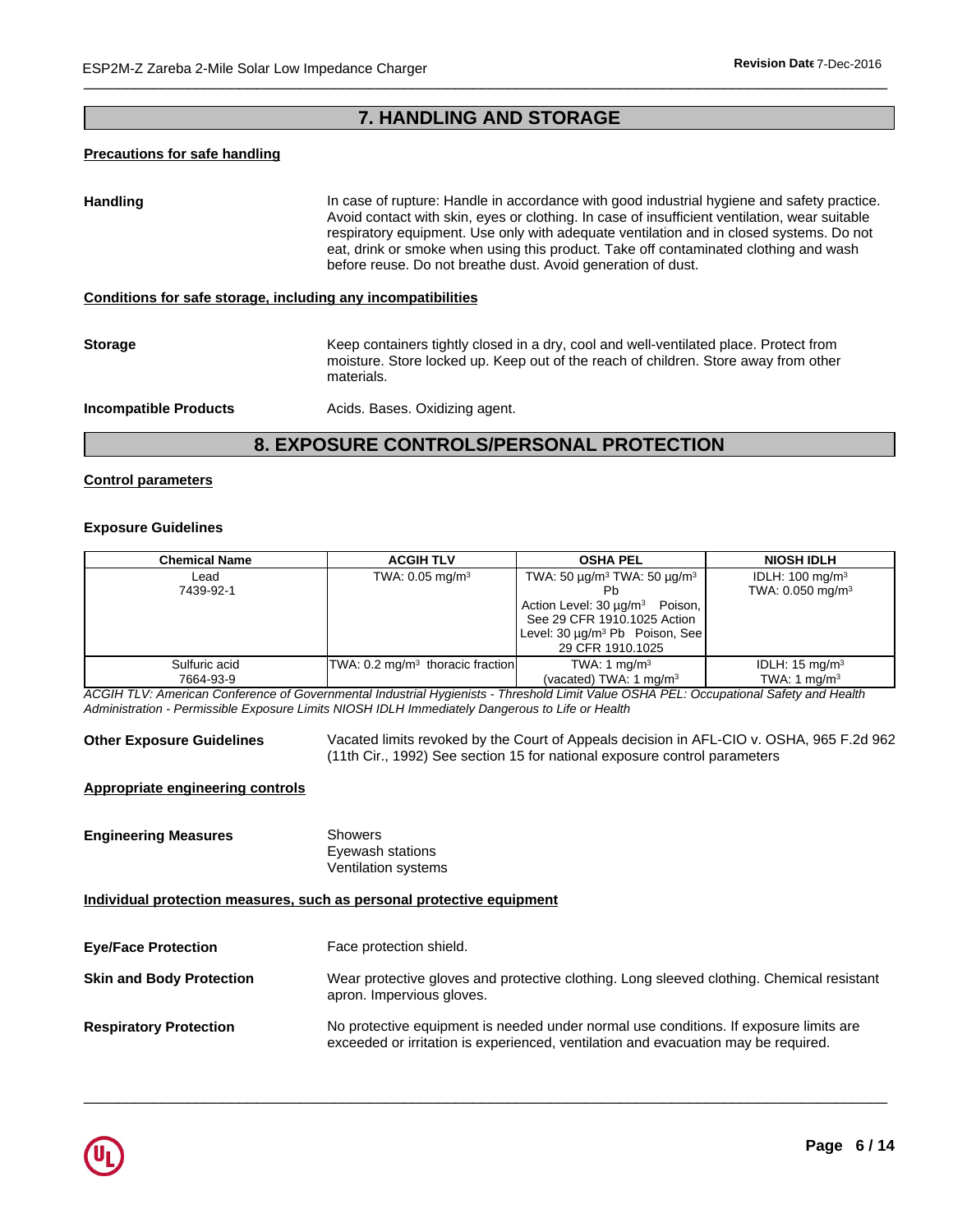## 7. HANDLING AND STORAGE

**Precautions for safe handling**

**Handling** In case of rupture: Handle in accordance with good industrial hygiene and safety practice. Avoid contact with skin, eyes or clothing. In case of insufficient ventilation, wear suitable respiratory equipment. Use only with adequate ventilation and in closed systems. Do not eat, drink or smoke when using this product. Take off contaminated clothing and wash before reuse. Do not breathe dust. Avoid generation of dust.

**Conditions for safe storage, including any incompatibilities**

**Storage** Keep containers tightly closed in a dry, cool and well-ventilated place. Protect from moisture. Store locked up. Keep out of the reach of children. Store away from other materials.

**Incompatible Products** Acids. Bases. Oxidizing agent.

## 8. EXPOSURE CONTROLS/PERSONAL PROTECTION

**Control parameters**

**Exposure Guidelines**

| Chemical Name | ACGIH TLV | OSHA PEL | NIOSH IDLH |
|---|---|---|---|
| Lead 7439-92-1 | TWA: 0.05 mg/m³ | TWA: 50 μg/m³ TWA: 50 μg/m³ Pb Action Level: 30 μg/m³ Poison, See 29 CFR 1910.1025 Action Level: 30 μg/m³ Pb Poison, See 29 CFR 1910.1025 | IDLH: 100 mg/m³ TWA: 0.050 mg/m³ |
| Sulfuric acid 7664-93-9 | TWA: 0.2 mg/m³ thoracic fraction | TWA: 1 mg/m³ (vacated) TWA: 1 mg/m³ | IDLH: 15 mg/m³ TWA: 1 mg/m³ |

*ACGIH TLV: American Conference of Governmental Industrial Hygienists - Threshold Limit Value OSHA PEL: Occupational Safety and Health Administration - Permissible Exposure Limits NIOSH IDLH Immediately Dangerous to Life or Health*

**Other Exposure Guidelines** Vacated limits revoked by the Court of Appeals decision in AFL-CIO v. OSHA, 965 F.2d 962 (11th Cir., 1992) See section 15 for national exposure control parameters

**Appropriate engineering controls**

**Engineering Measures**
Showers
Eyewash stations
Ventilation systems

**Individual protection measures, such as personal protective equipment**

**Eye/Face Protection** Face protection shield.

**Skin and Body Protection** Wear protective gloves and protective clothing. Long sleeved clothing. Chemical resistant apron. Impervious gloves.

**Respiratory Protection** No protective equipment is needed under normal use conditions. If exposure limits are exceeded or irritation is experienced, ventilation and evacuation may be required.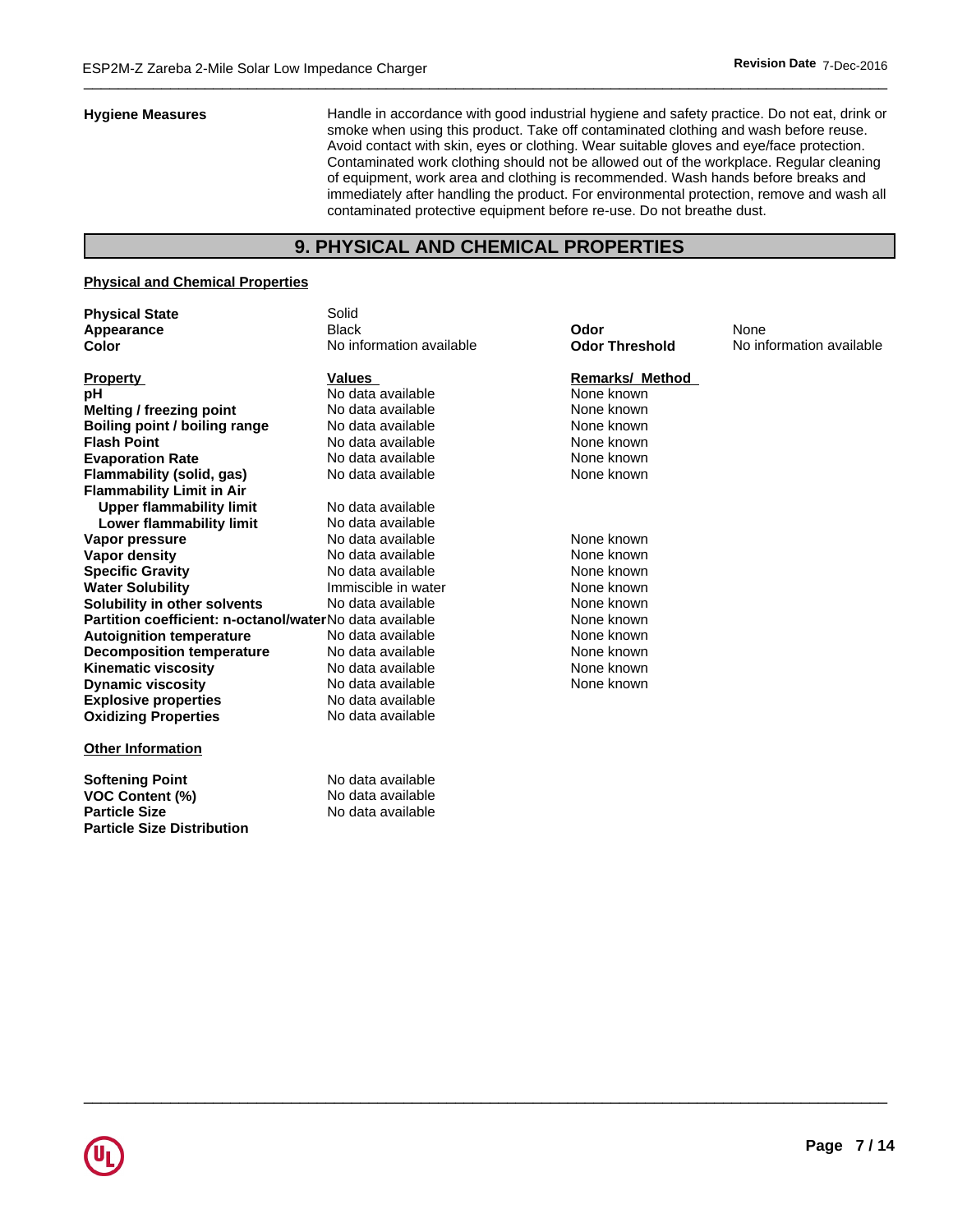**Hygiene Measures**

Handle in accordance with good industrial hygiene and safety practice. Do not eat, drink or smoke when using this product. Take off contaminated clothing and wash before reuse. Avoid contact with skin, eyes or clothing. Wear suitable gloves and eye/face protection. Contaminated work clothing should not be allowed out of the workplace. Regular cleaning of equipment, work area and clothing is recommended. Wash hands before breaks and immediately after handling the product. For environmental protection, remove and wash all contaminated protective equipment before re-use. Do not breathe dust.

## 9. PHYSICAL AND CHEMICAL PROPERTIES

### Physical and Chemical Properties

| | | | |
|---|---|---|---|
| **Physical State** | Solid | | |
| **Appearance** | Black | **Odor** | None |
| **Color** | No information available | **Odor Threshold** | No information available |

| **Property** | **Values** | **Remarks/ Method** |
|---|---|---|
| **pH** | No data available | None known |
| **Melting / freezing point** | No data available | None known |
| **Boiling point / boiling range** | No data available | None known |
| **Flash Point** | No data available | None known |
| **Evaporation Rate** | No data available | None known |
| **Flammability (solid, gas)** | No data available | None known |
| **Flammability Limit in Air** | | |
| **Upper flammability limit** | No data available | |
| **Lower flammability limit** | No data available | |
| **Vapor pressure** | No data available | None known |
| **Vapor density** | No data available | None known |
| **Specific Gravity** | No data available | None known |
| **Water Solubility** | Immiscible in water | None known |
| **Solubility in other solvents** | No data available | None known |
| **Partition coefficient: n-octanol/water** | No data available | None known |
| **Autoignition temperature** | No data available | None known |
| **Decomposition temperature** | No data available | None known |
| **Kinematic viscosity** | No data available | None known |
| **Dynamic viscosity** | No data available | None known |
| **Explosive properties** | No data available | |
| **Oxidizing Properties** | No data available | |

### Other Information

| | |
|---|---|
| **Softening Point** | No data available |
| **VOC Content (%)** | No data available |
| **Particle Size** | No data available |
| **Particle Size Distribution** | |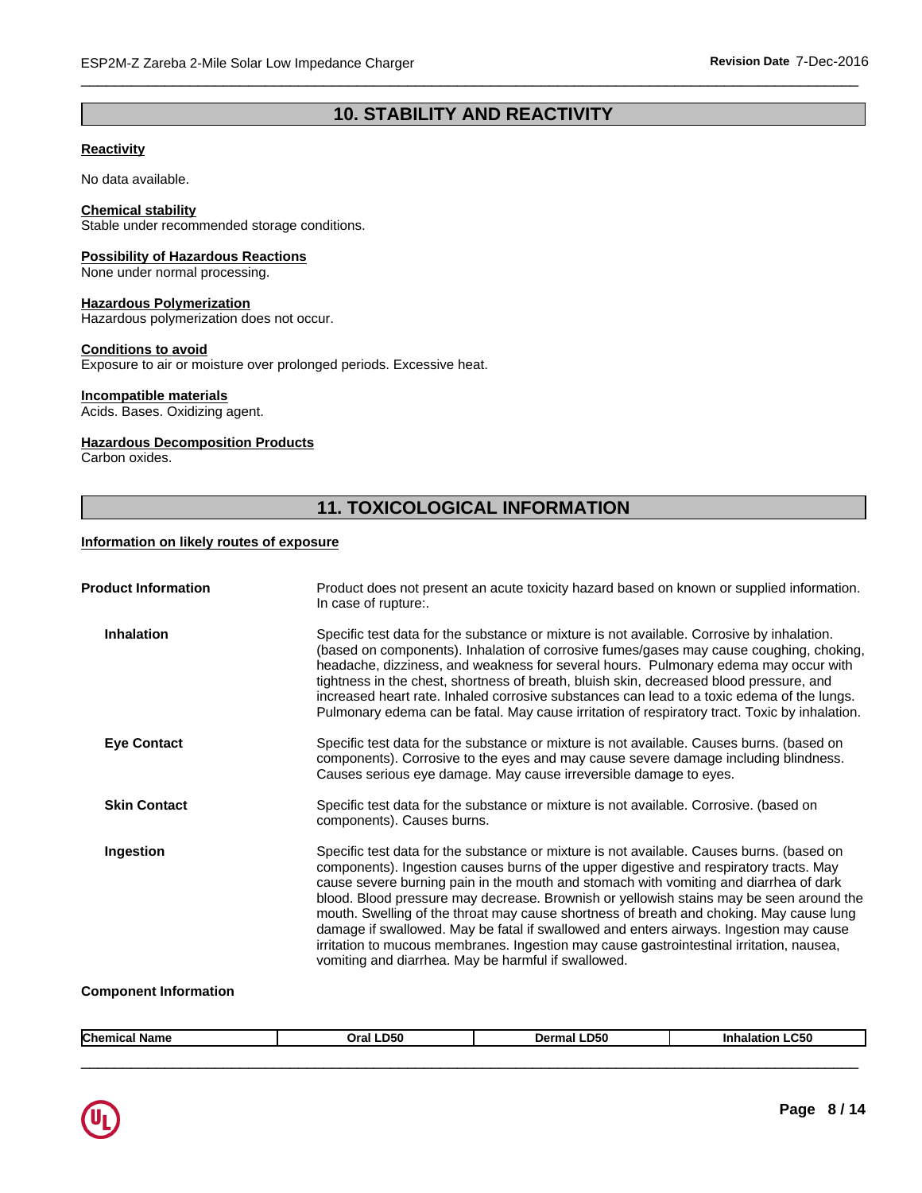## 10. STABILITY AND REACTIVITY

**Reactivity**

No data available.

**Chemical stability**
Stable under recommended storage conditions.

**Possibility of Hazardous Reactions**
None under normal processing.

**Hazardous Polymerization**
Hazardous polymerization does not occur.

**Conditions to avoid**
Exposure to air or moisture over prolonged periods. Excessive heat.

**Incompatible materials**
Acids. Bases. Oxidizing agent.

**Hazardous Decomposition Products**
Carbon oxides.

## 11. TOXICOLOGICAL INFORMATION

**Information on likely routes of exposure**

**Product Information**
Product does not present an acute toxicity hazard based on known or supplied information. In case of rupture:.

**Inhalation**
Specific test data for the substance or mixture is not available. Corrosive by inhalation. (based on components). Inhalation of corrosive fumes/gases may cause coughing, choking, headache, dizziness, and weakness for several hours. Pulmonary edema may occur with tightness in the chest, shortness of breath, bluish skin, decreased blood pressure, and increased heart rate. Inhaled corrosive substances can lead to a toxic edema of the lungs. Pulmonary edema can be fatal. May cause irritation of respiratory tract. Toxic by inhalation.

**Eye Contact**
Specific test data for the substance or mixture is not available. Causes burns. (based on components). Corrosive to the eyes and may cause severe damage including blindness. Causes serious eye damage. May cause irreversible damage to eyes.

**Skin Contact**
Specific test data for the substance or mixture is not available. Corrosive. (based on components). Causes burns.

**Ingestion**
Specific test data for the substance or mixture is not available. Causes burns. (based on components). Ingestion causes burns of the upper digestive and respiratory tracts. May cause severe burning pain in the mouth and stomach with vomiting and diarrhea of dark blood. Blood pressure may decrease. Brownish or yellowish stains may be seen around the mouth. Swelling of the throat may cause shortness of breath and choking. May cause lung damage if swallowed. May be fatal if swallowed and enters airways. Ingestion may cause irritation to mucous membranes. Ingestion may cause gastrointestinal irritation, nausea, vomiting and diarrhea. May be harmful if swallowed.

**Component Information**

| Chemical Name | Oral LD50 | Dermal LD50 | Inhalation LC50 |
|---|---|---|---|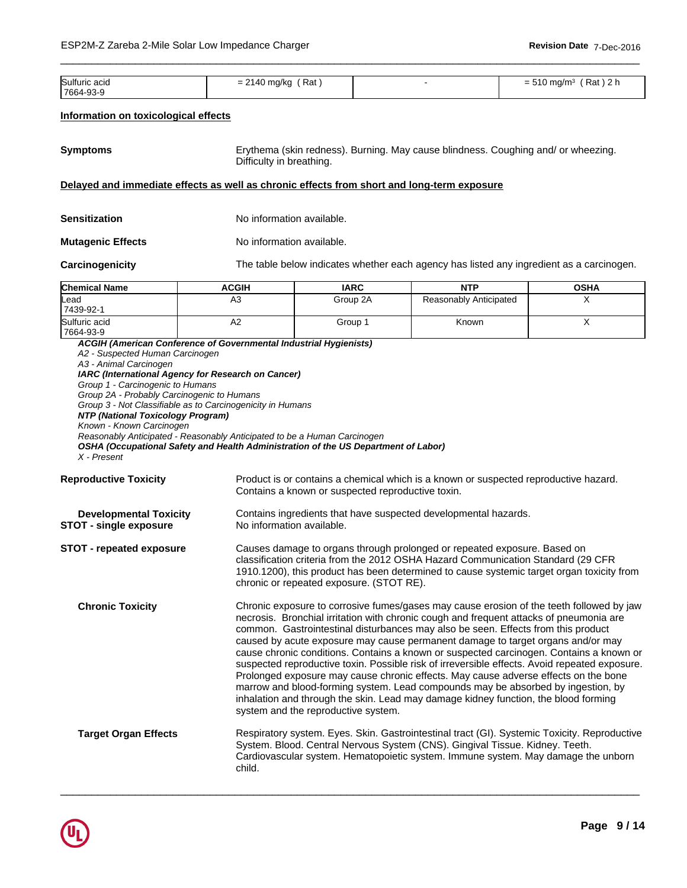| Sulfuric acid 7664-93-9 | = 2140 mg/kg ( Rat ) | - | = 510 mg/m³ ( Rat ) 2 h |
|---|---|---|---|

**Information on toxicological effects**

**Symptoms** Erythema (skin redness). Burning. May cause blindness. Coughing and/ or wheezing. Difficulty in breathing.

**Delayed and immediate effects as well as chronic effects from short and long-term exposure**

**Sensitization** No information available.

**Mutagenic Effects** No information available.

**Carcinogenicity** The table below indicates whether each agency has listed any ingredient as a carcinogen.

| Chemical Name | ACGIH | IARC | NTP | OSHA |
|---|---|---|---|---|
| Lead 7439-92-1 | A3 | Group 2A | Reasonably Anticipated | X |
| Sulfuric acid 7664-93-9 | A2 | Group 1 | Known | X |

***ACGIH (American Conference of Governmental Industrial Hygienists)***
*A2 - Suspected Human Carcinogen*
*A3 - Animal Carcinogen*
***IARC (International Agency for Research on Cancer)***
*Group 1 - Carcinogenic to Humans*
*Group 2A - Probably Carcinogenic to Humans*
*Group 3 - Not Classifiable as to Carcinogenicity in Humans*
***NTP (National Toxicology Program)***
*Known - Known Carcinogen*
*Reasonably Anticipated - Reasonably Anticipated to be a Human Carcinogen*
***OSHA (Occupational Safety and Health Administration of the US Department of Labor)***
*X - Present*

**Reproductive Toxicity** Product is or contains a chemical which is a known or suspected reproductive hazard. Contains a known or suspected reproductive toxin.

**Developmental Toxicity** Contains ingredients that have suspected developmental hazards.

**STOT - single exposure** No information available.

**STOT - repeated exposure** Causes damage to organs through prolonged or repeated exposure. Based on classification criteria from the 2012 OSHA Hazard Communication Standard (29 CFR 1910.1200), this product has been determined to cause systemic target organ toxicity from chronic or repeated exposure. (STOT RE).

**Chronic Toxicity** Chronic exposure to corrosive fumes/gases may cause erosion of the teeth followed by jaw necrosis. Bronchial irritation with chronic cough and frequent attacks of pneumonia are common. Gastrointestinal disturbances may also be seen. Effects from this product caused by acute exposure may cause permanent damage to target organs and/or may cause chronic conditions. Contains a known or suspected carcinogen. Contains a known or suspected reproductive toxin. Possible risk of irreversible effects. Avoid repeated exposure. Prolonged exposure may cause chronic effects. May cause adverse effects on the bone marrow and blood-forming system. Lead compounds may be absorbed by ingestion, by inhalation and through the skin. Lead may damage kidney function, the blood forming system and the reproductive system.

**Target Organ Effects** Respiratory system. Eyes. Skin. Gastrointestinal tract (GI). Systemic Toxicity. Reproductive System. Blood. Central Nervous System (CNS). Gingival Tissue. Kidney. Teeth. Cardiovascular system. Hematopoietic system. Immune system. May damage the unborn child.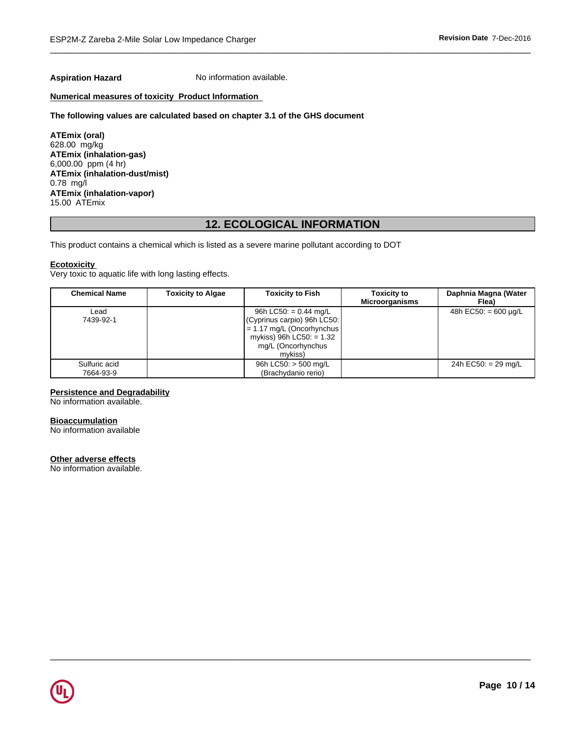**Aspiration Hazard** No information available.

**Numerical measures of toxicity Product Information**

**The following values are calculated based on chapter 3.1 of the GHS document**

**ATEmix (oral)**
628.00 mg/kg
**ATEmix (inhalation-gas)**
6,000.00 ppm (4 hr)
**ATEmix (inhalation-dust/mist)**
0.78 mg/l
**ATEmix (inhalation-vapor)**
15.00 ATEmix

## 12. ECOLOGICAL INFORMATION

This product contains a chemical which is listed as a severe marine pollutant according to DOT

**Ecotoxicity**
Very toxic to aquatic life with long lasting effects.

| Chemical Name | Toxicity to Algae | Toxicity to Fish | Toxicity to Microorganisms | Daphnia Magna (Water Flea) |
|---|---|---|---|---|
| Lead 7439-92-1 | | 96h LC50: = 0.44 mg/L (Cyprinus carpio) 96h LC50: = 1.17 mg/L (Oncorhynchus mykiss) 96h LC50: = 1.32 mg/L (Oncorhynchus mykiss) | | 48h EC50: = 600 µg/L |
| Sulfuric acid 7664-93-9 | | 96h LC50: > 500 mg/L (Brachydanio rerio) | | 24h EC50: = 29 mg/L |

**Persistence and Degradability**
No information available.

**Bioaccumulation**
No information available

**Other adverse effects**
No information available.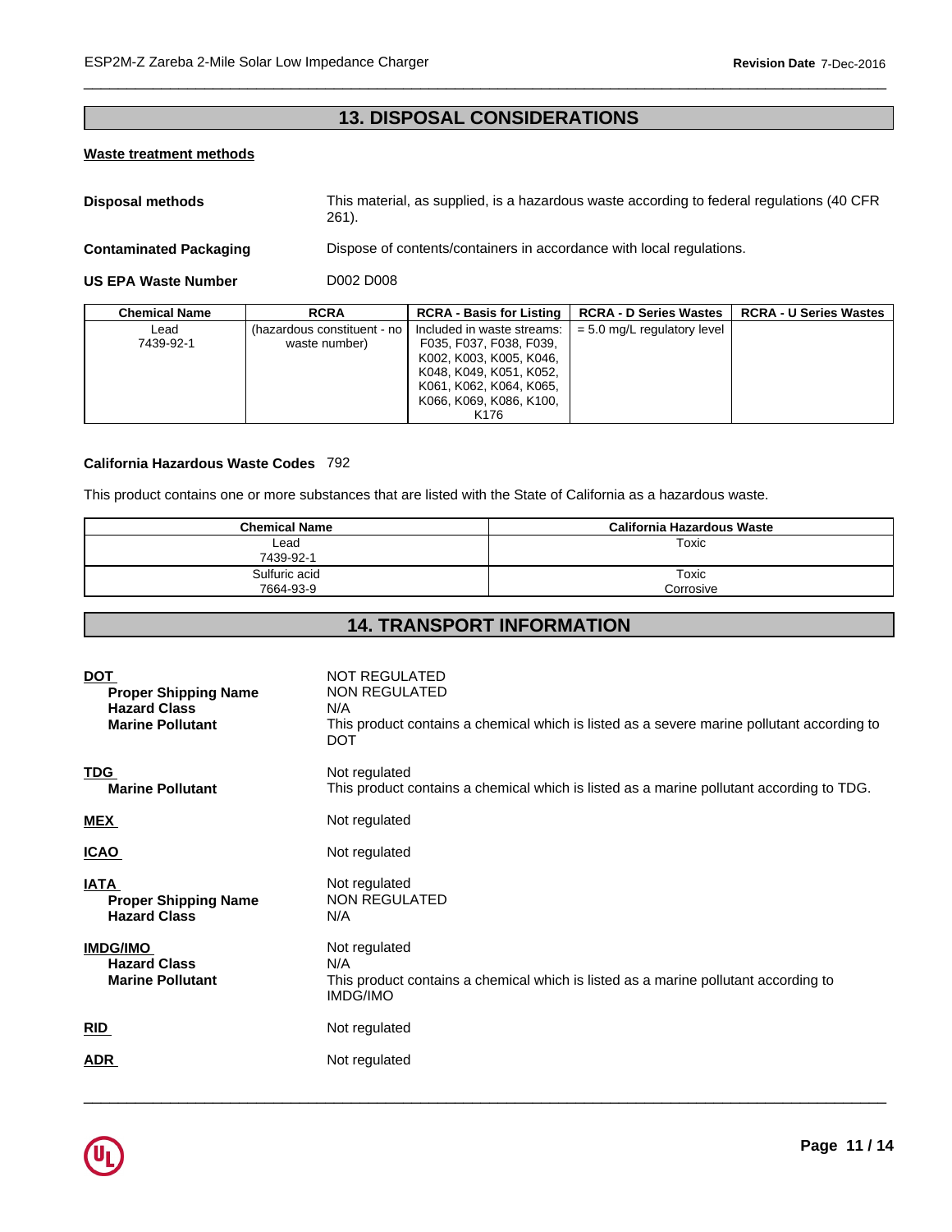## 13. DISPOSAL CONSIDERATIONS

**Waste treatment methods**

**Disposal methods** This material, as supplied, is a hazardous waste according to federal regulations (40 CFR 261).

**Contaminated Packaging** Dispose of contents/containers in accordance with local regulations.

**US EPA Waste Number** D002 D008

| Chemical Name | RCRA | RCRA - Basis for Listing | RCRA - D Series Wastes | RCRA - U Series Wastes |
|---|---|---|---|---|
| Lead 7439-92-1 | (hazardous constituent - no waste number) | Included in waste streams: F035, F037, F038, F039, K002, K003, K005, K046, K048, K049, K051, K052, K061, K062, K064, K065, K066, K069, K086, K100, K176 | = 5.0 mg/L regulatory level | |

**California Hazardous Waste Codes** 792

This product contains one or more substances that are listed with the State of California as a hazardous waste.

| Chemical Name | California Hazardous Waste |
|---|---|
| Lead 7439-92-1 | Toxic |
| Sulfuric acid 7664-93-9 | Toxic Corrosive |

## 14. TRANSPORT INFORMATION

**DOT** NOT REGULATED
- **Proper Shipping Name** NON REGULATED
- **Hazard Class** N/A
- **Marine Pollutant** This product contains a chemical which is listed as a severe marine pollutant according to DOT

**TDG** Not regulated
- **Marine Pollutant** This product contains a chemical which is listed as a marine pollutant according to TDG.

**MEX** Not regulated

**ICAO** Not regulated

**IATA** Not regulated
- **Proper Shipping Name** NON REGULATED
- **Hazard Class** N/A

**IMDG/IMO** Not regulated
- **Hazard Class** N/A
- **Marine Pollutant** This product contains a chemical which is listed as a marine pollutant according to IMDG/IMO

**RID** Not regulated

**ADR** Not regulated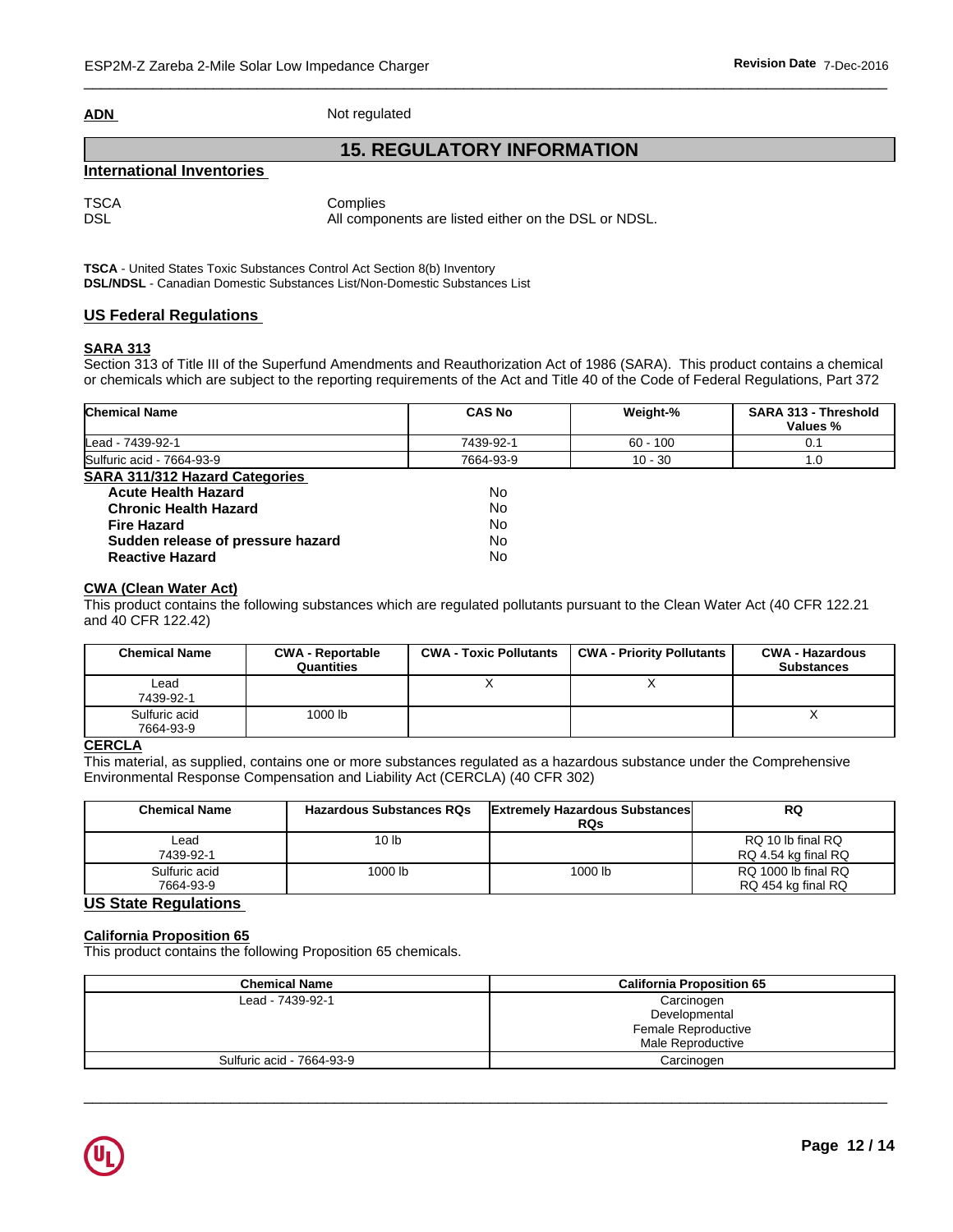**ADN** Not regulated

## 15. REGULATORY INFORMATION

### International Inventories

| | |
|---|---|
| TSCA | Complies |
| DSL | All components are listed either on the DSL or NDSL. |

**TSCA** - United States Toxic Substances Control Act Section 8(b) Inventory
**DSL/NDSL** - Canadian Domestic Substances List/Non-Domestic Substances List

### US Federal Regulations

**SARA 313**

Section 313 of Title III of the Superfund Amendments and Reauthorization Act of 1986 (SARA). This product contains a chemical or chemicals which are subject to the reporting requirements of the Act and Title 40 of the Code of Federal Regulations, Part 372

| Chemical Name | CAS No | Weight-% | SARA 313 - Threshold Values % |
|---|---|---|---|
| Lead - 7439-92-1 | 7439-92-1 | 60 - 100 | 0.1 |
| Sulfuric acid - 7664-93-9 | 7664-93-9 | 10 - 30 | 1.0 |

**SARA 311/312 Hazard Categories**

| | |
|---|---|
| **Acute Health Hazard** | No |
| **Chronic Health Hazard** | No |
| **Fire Hazard** | No |
| **Sudden release of pressure hazard** | No |
| **Reactive Hazard** | No |

**CWA (Clean Water Act)**

This product contains the following substances which are regulated pollutants pursuant to the Clean Water Act (40 CFR 122.21 and 40 CFR 122.42)

| Chemical Name | CWA - Reportable Quantities | CWA - Toxic Pollutants | CWA - Priority Pollutants | CWA - Hazardous Substances |
|---|---|---|---|---|
| Lead<br>7439-92-1 | | X | X | |
| Sulfuric acid<br>7664-93-9 | 1000 lb | | | X |

**CERCLA**

This material, as supplied, contains one or more substances regulated as a hazardous substance under the Comprehensive Environmental Response Compensation and Liability Act (CERCLA) (40 CFR 302)

| Chemical Name | Hazardous Substances RQs | Extremely Hazardous Substances RQs | RQ |
|---|---|---|---|
| Lead<br>7439-92-1 | 10 lb | | RQ 10 lb final RQ<br>RQ 4.54 kg final RQ |
| Sulfuric acid<br>7664-93-9 | 1000 lb | 1000 lb | RQ 1000 lb final RQ<br>RQ 454 kg final RQ |

### US State Regulations

**California Proposition 65**

This product contains the following Proposition 65 chemicals.

| Chemical Name | California Proposition 65 |
|---|---|
| Lead - 7439-92-1 | Carcinogen<br>Developmental<br>Female Reproductive<br>Male Reproductive |
| Sulfuric acid - 7664-93-9 | Carcinogen |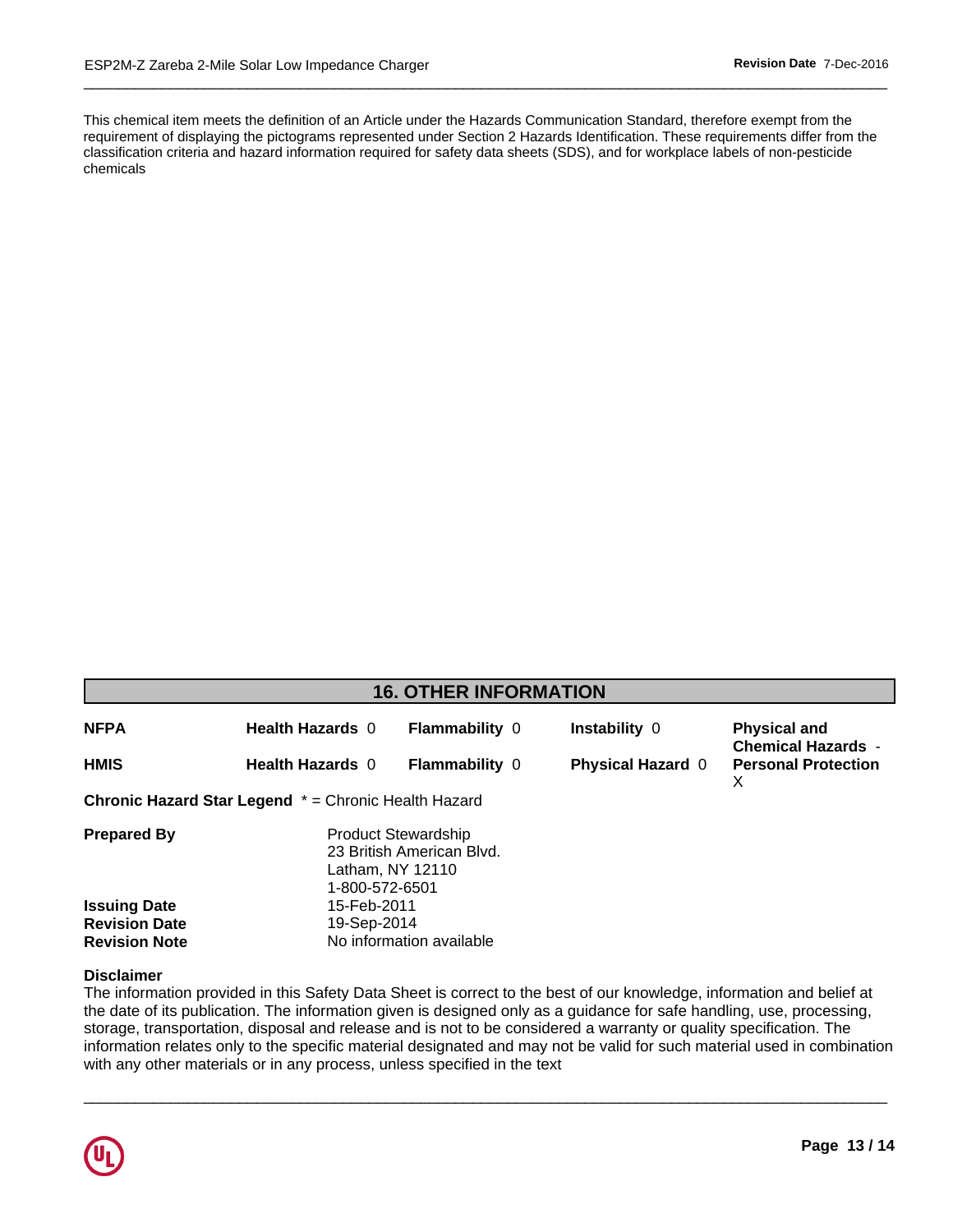This chemical item meets the definition of an Article under the Hazards Communication Standard, therefore exempt from the requirement of displaying the pictograms represented under Section 2 Hazards Identification. These requirements differ from the classification criteria and hazard information required for safety data sheets (SDS), and for workplace labels of non-pesticide chemicals

## 16. OTHER INFORMATION

| | | | | |
|---|---|---|---|---|
| **NFPA** | **Health Hazards** 0 | **Flammability** 0 | **Instability** 0 | **Physical and Chemical Hazards** - |
| **HMIS** | **Health Hazards** 0 | **Flammability** 0 | **Physical Hazard** 0 | **Personal Protection** X |

**Chronic Hazard Star Legend** * = Chronic Health Hazard

**Prepared By** Product Stewardship
23 British American Blvd.
Latham, NY 12110
1-800-572-6501

**Issuing Date** 15-Feb-2011
**Revision Date** 19-Sep-2014
**Revision Note** No information available

**Disclaimer**
The information provided in this Safety Data Sheet is correct to the best of our knowledge, information and belief at the date of its publication. The information given is designed only as a guidance for safe handling, use, processing, storage, transportation, disposal and release and is not to be considered a warranty or quality specification. The information relates only to the specific material designated and may not be valid for such material used in combination with any other materials or in any process, unless specified in the text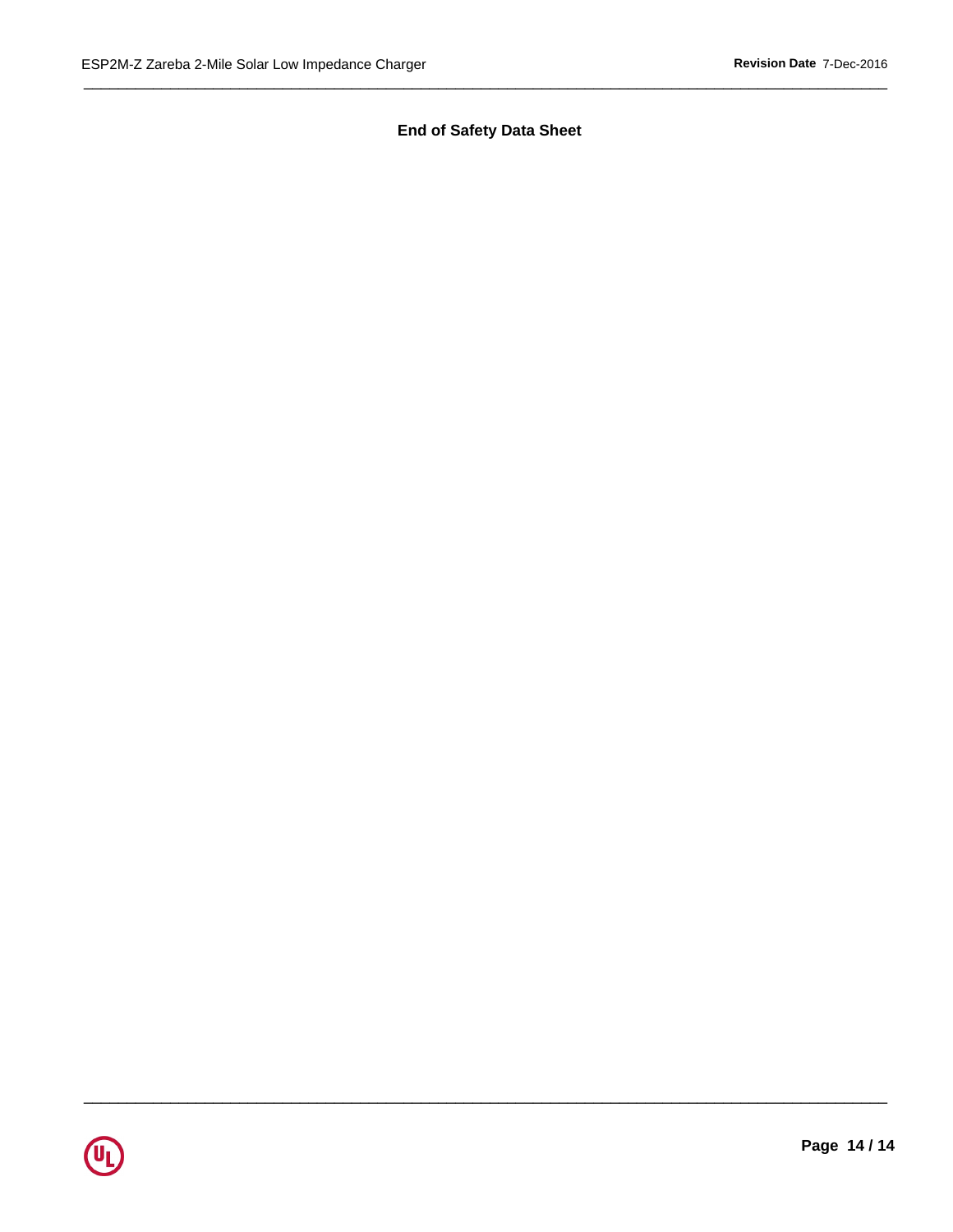**End of Safety Data Sheet**